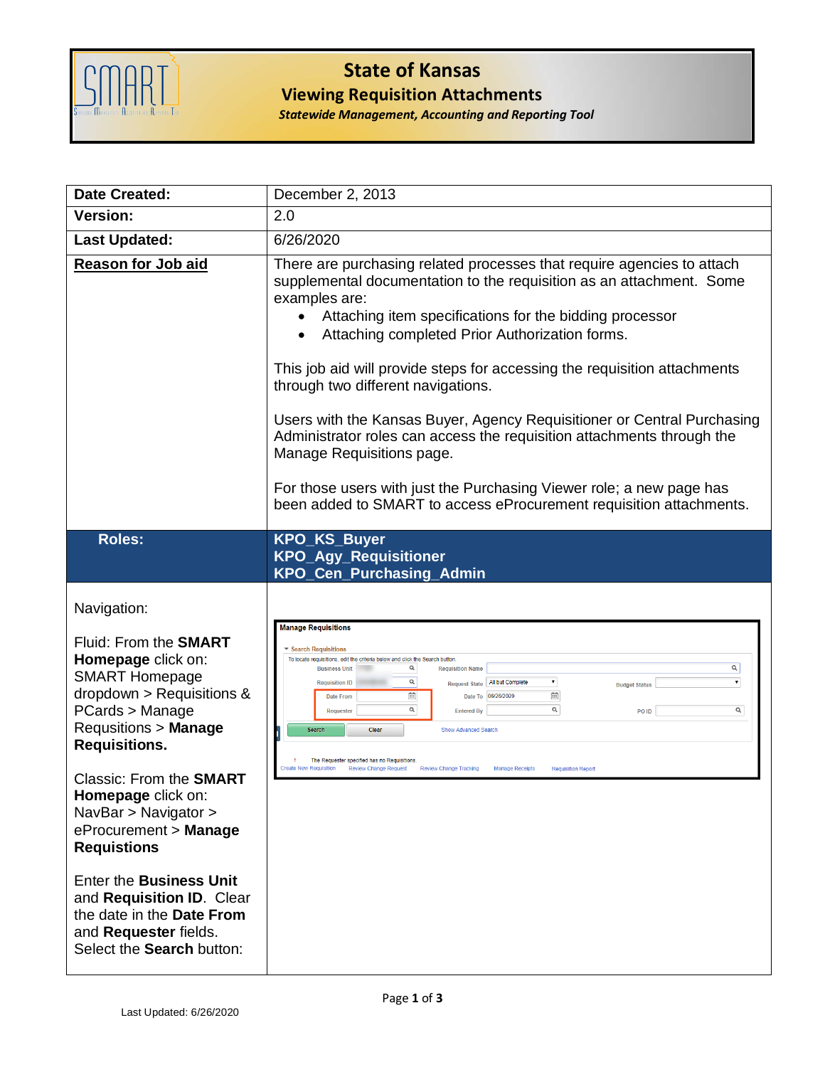# State of Kansas

## Viewing Requisition Attachments

***Statewide Management, Accounting and Reporting Tool***

| | |
|---|---|
| **Date Created:** | December 2, 2013 |
| **Version:** | 2.0 |
| **Last Updated:** | 6/26/2020 |
| **Reason for Job aid** | There are purchasing related processes that require agencies to attach supplemental documentation to the requisition as an attachment. Some examples are:<br>• Attaching item specifications for the bidding processor<br>• Attaching completed Prior Authorization forms.<br><br>This job aid will provide steps for accessing the requisition attachments through two different navigations.<br><br>Users with the Kansas Buyer, Agency Requisitioner or Central Purchasing Administrator roles can access the requisition attachments through the Manage Requisitions page.<br><br>For those users with just the Purchasing Viewer role; a new page has been added to SMART to access eProcurement requisition attachments. |
| **Roles:** | **KPO_KS_Buyer**<br>**KPO_Agy_Requisitioner**<br>**KPO_Cen_Purchasing_Admin** |
| Navigation:<br><br>Fluid: From the **SMART Homepage** click on: SMART Homepage dropdown > Requisitions & PCards > Manage Requsitions > **Manage Requisitions.**<br><br>Classic: From the **SMART Homepage** click on: NavBar > Navigator > eProcurement > **Manage Requistions**<br><br>Enter the **Business Unit** and **Requisition ID**. Clear the date in the **Date From** and **Requester** fields. Select the **Search** button: | |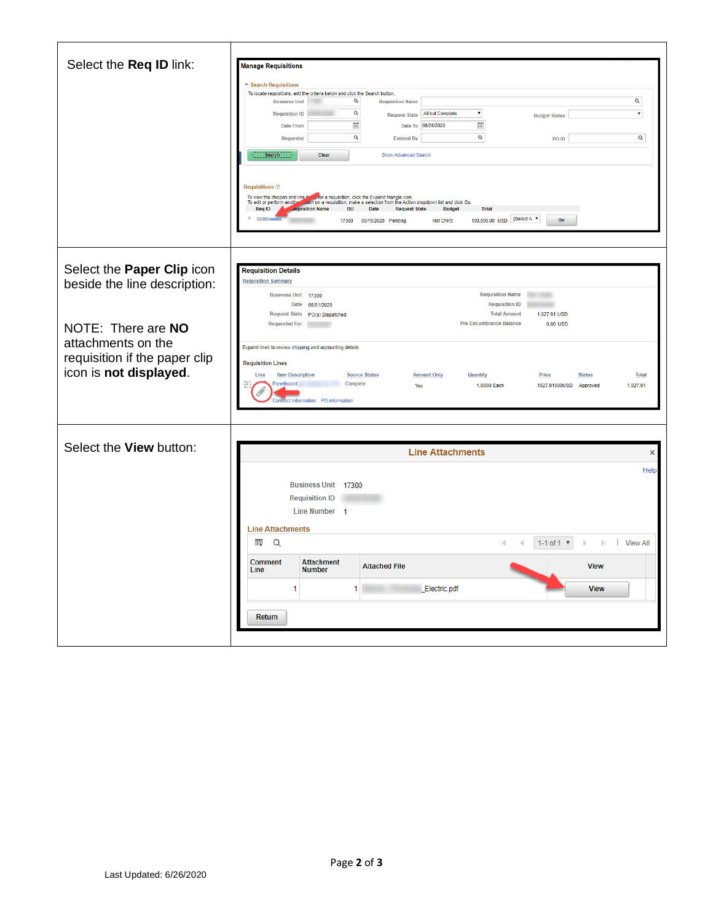| | |
|---|---|
| Select the **Req ID** link: | |
| Select the **Paper Clip** icon beside the line description:<br><br>NOTE: There are **NO** attachments on the requisition if the paper clip icon is **not displayed**. | |
| Select the **View** button: | |

Last Updated: 6/26/2020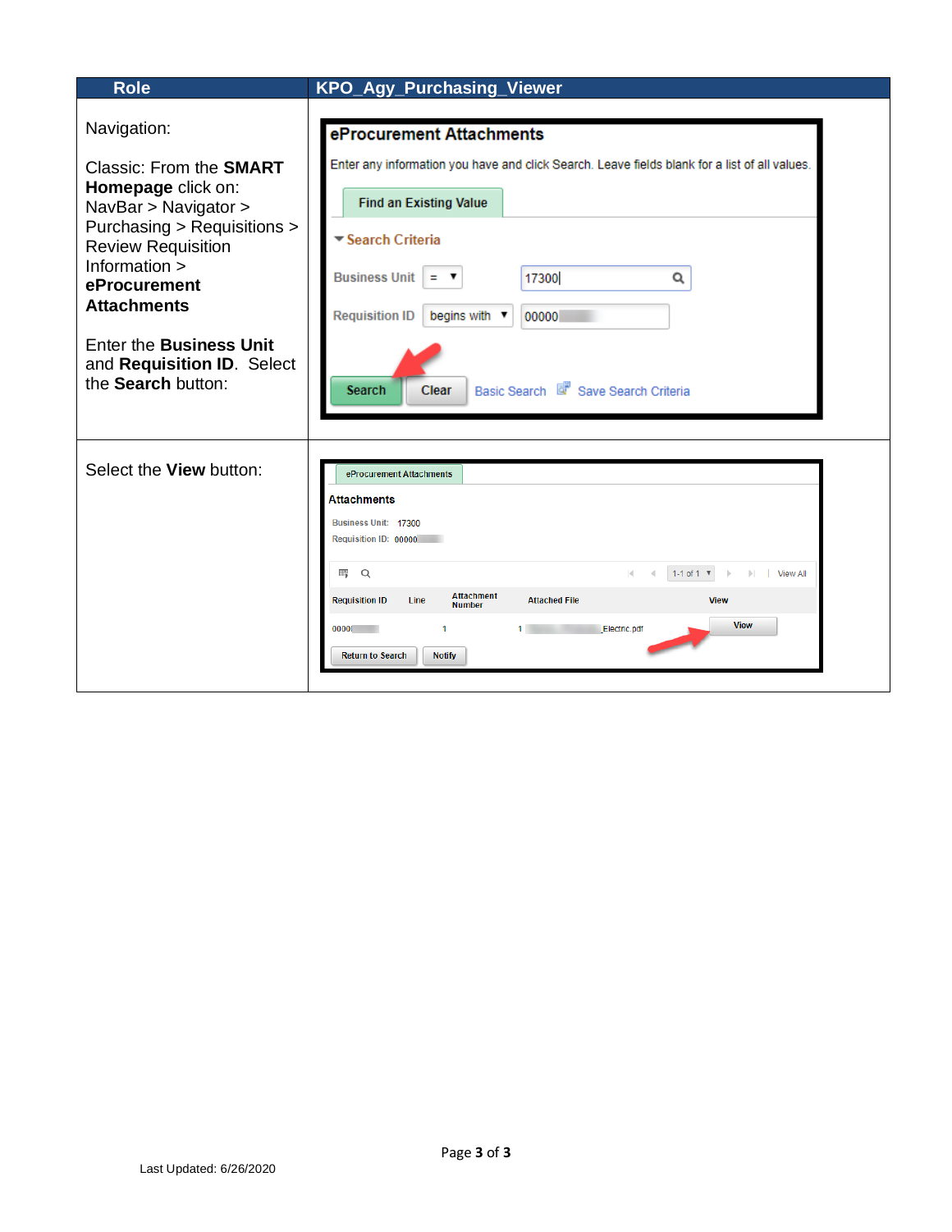| Role | KPO_Agy_Purchasing_Viewer |
| --- | --- |
| Navigation:<br><br>Classic: From the **SMART Homepage** click on: NavBar > Navigator > Purchasing > Requisitions > Review Requisition Information > **eProcurement Attachments**<br><br>Enter the **Business Unit** and **Requisition ID**. Select the **Search** button: | eProcurement Attachments<br><br>Enter any information you have and click Search. Leave fields blank for a list of all values.<br><br>Find an Existing Value<br><br>Search Criteria<br><br>Business Unit = 17300<br><br>Requisition ID begins with 00000<br><br>Search Clear Basic Search Save Search Criteria |
| Select the **View** button: | eProcurement Attachments<br><br>Attachments<br><br>Business Unit: 17300<br><br>Requisition ID: 00000<br><br>1-1 of 1 View All<br><br>Requisition ID / Line / Attachment Number / Attached File / View<br><br>0000 / 1 / 1 / _Electric.pdf / View<br><br>Return to Search Notify |

Last Updated: 6/26/2020